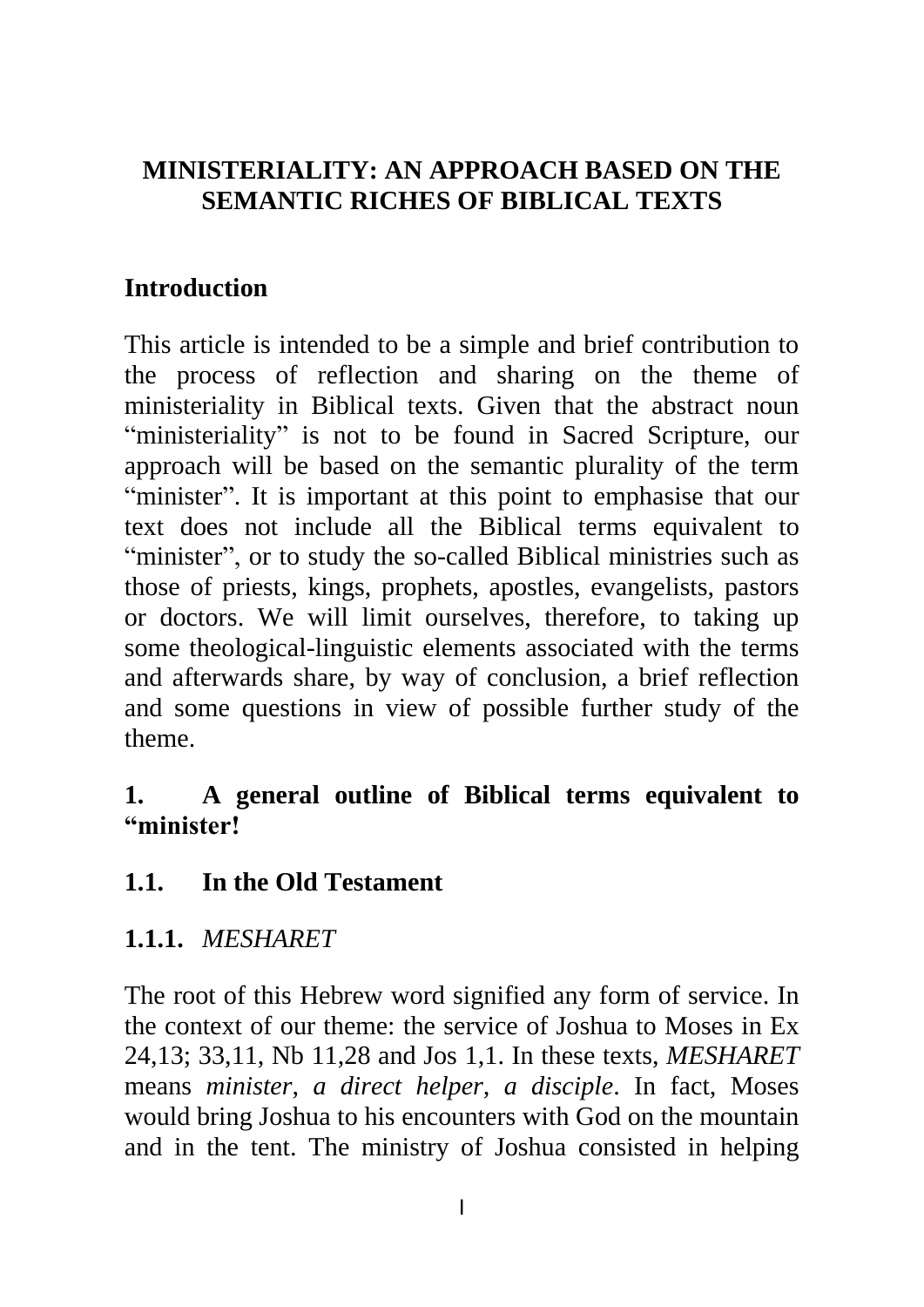# MINISTERIALITY: AN APPROACH BASED ON THE SEMANTIC RICHES OF BIBLICAL TEXTS

## Introduction

This article is intended to be a simple and brief contribution to the process of reflection and sharing on the theme of ministeriality in Biblical texts. Given that the abstract noun "ministeriality" is not to be found in Sacred Scripture, our approach will be based on the semantic plurality of the term "minister". It is important at this point to emphasise that our text does not include all the Biblical terms equivalent to "minister", or to study the so-called Biblical ministries such as those of priests, kings, prophets, apostles, evangelists, pastors or doctors. We will limit ourselves, therefore, to taking up some theological-linguistic elements associated with the terms and afterwards share, by way of conclusion, a brief reflection and some questions in view of possible further study of the theme.

## 1. A general outline of Biblical terms equivalent to "minister!

### 1.1. In the Old Testament

#### 1.1.1. *MESHARET*

The root of this Hebrew word signified any form of service. In the context of our theme: the service of Joshua to Moses in Ex 24,13; 33,11, Nb 11,28 and Jos 1,1. In these texts, *MESHARET* means *minister*, *a direct helper, a disciple*. In fact, Moses would bring Joshua to his encounters with God on the mountain and in the tent. The ministry of Joshua consisted in helping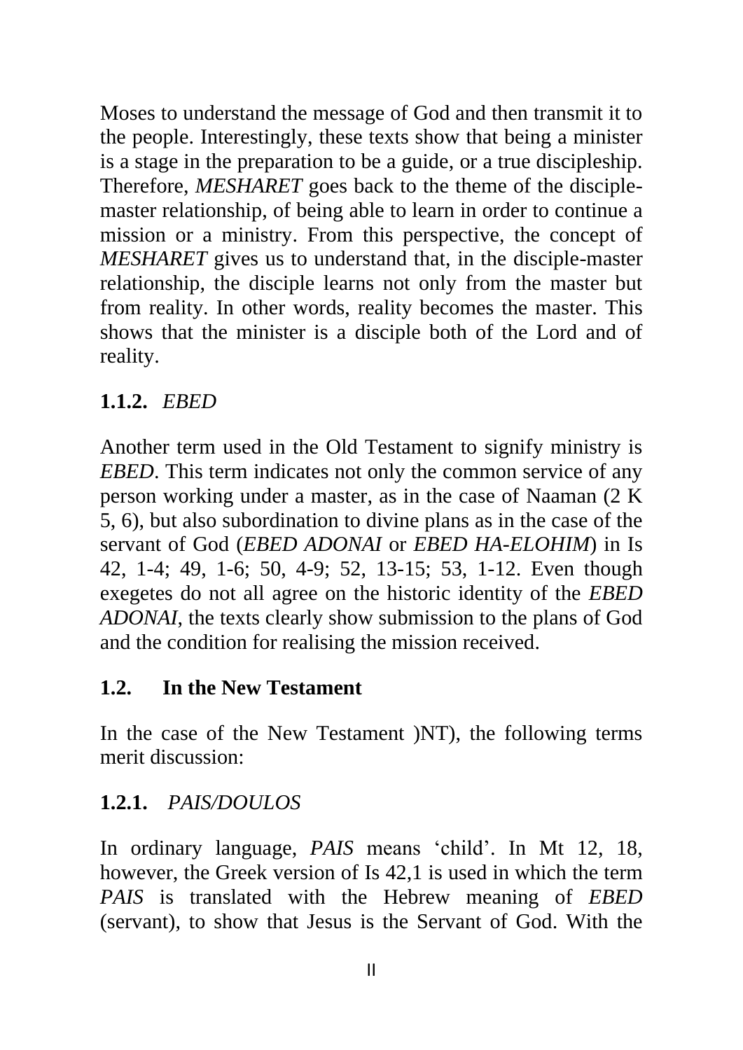Moses to understand the message of God and then transmit it to the people. Interestingly, these texts show that being a minister is a stage in the preparation to be a guide, or a true discipleship. Therefore, *MESHARET* goes back to the theme of the disciple-master relationship, of being able to learn in order to continue a mission or a ministry. From this perspective, the concept of *MESHARET* gives us to understand that, in the disciple-master relationship, the disciple learns not only from the master but from reality. In other words, reality becomes the master. This shows that the minister is a disciple both of the Lord and of reality.

#### 1.1.2. *EBED*

Another term used in the Old Testament to signify ministry is *EBED*. This term indicates not only the common service of any person working under a master, as in the case of Naaman (2 K 5, 6), but also subordination to divine plans as in the case of the servant of God (*EBED ADONAI* or *EBED HA-ELOHIM*) in Is 42, 1-4; 49, 1-6; 50, 4-9; 52, 13-15; 53, 1-12. Even though exegetes do not all agree on the historic identity of the *EBED ADONAI*, the texts clearly show submission to the plans of God and the condition for realising the mission received.

### 1.2. In the New Testament

In the case of the New Testament )NT), the following terms merit discussion:

#### 1.2.1. *PAIS/DOULOS*

In ordinary language, *PAIS* means 'child'. In Mt 12, 18, however, the Greek version of Is 42,1 is used in which the term *PAIS* is translated with the Hebrew meaning of *EBED* (servant), to show that Jesus is the Servant of God. With the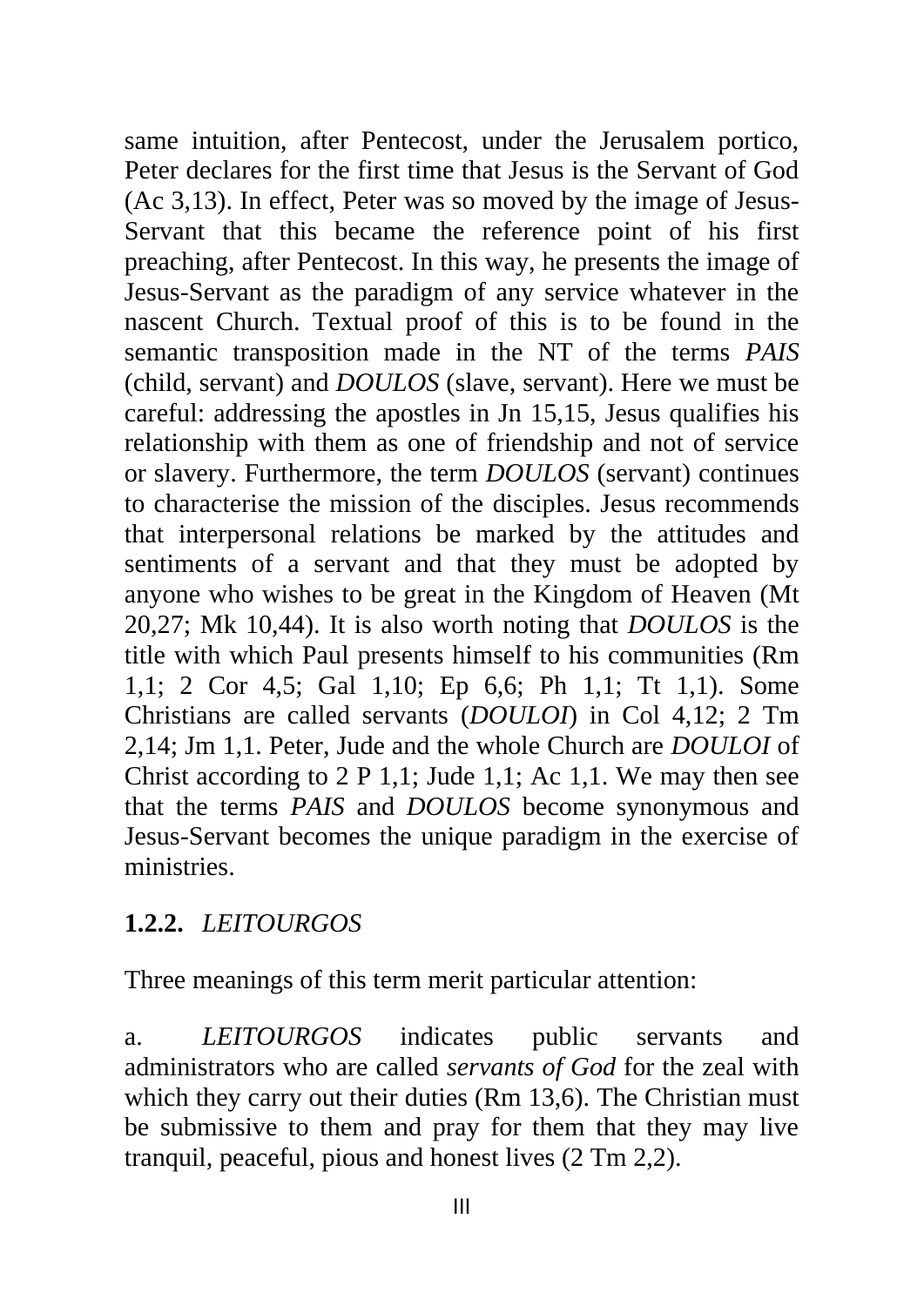same intuition, after Pentecost, under the Jerusalem portico, Peter declares for the first time that Jesus is the Servant of God (Ac 3,13). In effect, Peter was so moved by the image of Jesus-Servant that this became the reference point of his first preaching, after Pentecost. In this way, he presents the image of Jesus-Servant as the paradigm of any service whatever in the nascent Church. Textual proof of this is to be found in the semantic transposition made in the NT of the terms *PAIS* (child, servant) and *DOULOS* (slave, servant). Here we must be careful: addressing the apostles in Jn 15,15, Jesus qualifies his relationship with them as one of friendship and not of service or slavery. Furthermore, the term *DOULOS* (servant) continues to characterise the mission of the disciples. Jesus recommends that interpersonal relations be marked by the attitudes and sentiments of a servant and that they must be adopted by anyone who wishes to be great in the Kingdom of Heaven (Mt 20,27; Mk 10,44). It is also worth noting that *DOULOS* is the title with which Paul presents himself to his communities (Rm 1,1; 2 Cor 4,5; Gal 1,10; Ep 6,6; Ph 1,1; Tt 1,1). Some Christians are called servants (*DOULOI*) in Col 4,12; 2 Tm 2,14; Jm 1,1. Peter, Jude and the whole Church are *DOULOI* of Christ according to 2 P 1,1; Jude 1,1; Ac 1,1. We may then see that the terms *PAIS* and *DOULOS* become synonymous and Jesus-Servant becomes the unique paradigm in the exercise of ministries.

### 1.2.2. *LEITOURGOS*

Three meanings of this term merit particular attention:

a. *LEITOURGOS* indicates public servants and administrators who are called *servants of God* for the zeal with which they carry out their duties (Rm 13,6). The Christian must be submissive to them and pray for them that they may live tranquil, peaceful, pious and honest lives (2 Tm 2,2).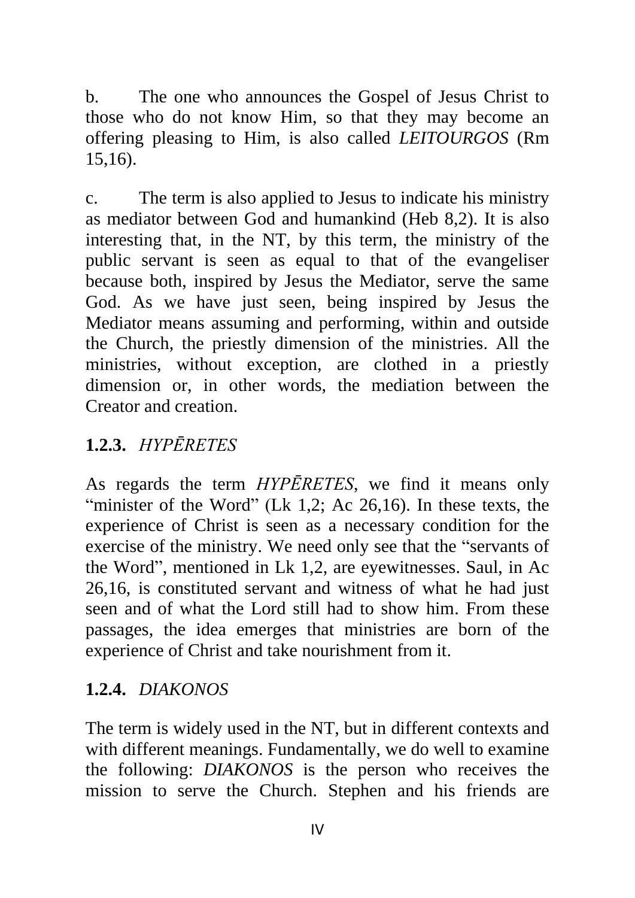b. The one who announces the Gospel of Jesus Christ to those who do not know Him, so that they may become an offering pleasing to Him, is also called *LEITOURGOS* (Rm 15,16).

c. The term is also applied to Jesus to indicate his ministry as mediator between God and humankind (Heb 8,2). It is also interesting that, in the NT, by this term, the ministry of the public servant is seen as equal to that of the evangeliser because both, inspired by Jesus the Mediator, serve the same God. As we have just seen, being inspired by Jesus the Mediator means assuming and performing, within and outside the Church, the priestly dimension of the ministries. All the ministries, without exception, are clothed in a priestly dimension or, in other words, the mediation between the Creator and creation.

### **1.2.3.** *HYPĒRETES*

As regards the term *HYPĒRETES*, we find it means only "minister of the Word" (Lk 1,2; Ac 26,16). In these texts, the experience of Christ is seen as a necessary condition for the exercise of the ministry. We need only see that the "servants of the Word", mentioned in Lk 1,2, are eyewitnesses. Saul, in Ac 26,16, is constituted servant and witness of what he had just seen and of what the Lord still had to show him. From these passages, the idea emerges that ministries are born of the experience of Christ and take nourishment from it.

### **1.2.4.** *DIAKONOS*

The term is widely used in the NT, but in different contexts and with different meanings. Fundamentally, we do well to examine the following: *DIAKONOS* is the person who receives the mission to serve the Church. Stephen and his friends are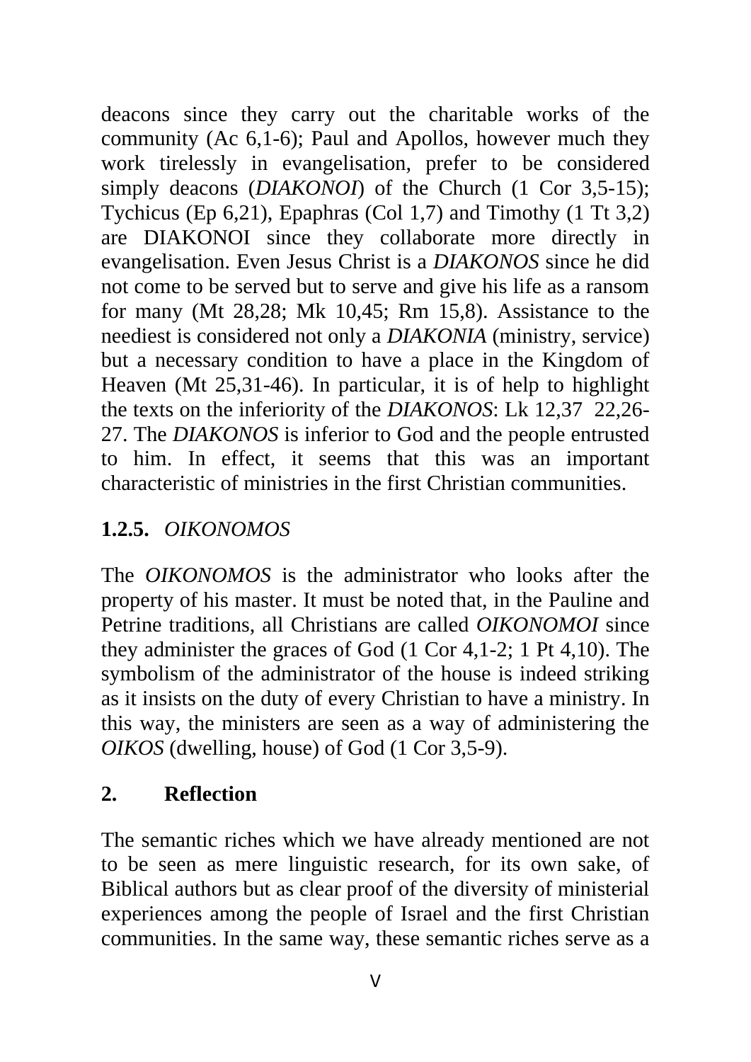deacons since they carry out the charitable works of the community (Ac 6,1-6); Paul and Apollos, however much they work tirelessly in evangelisation, prefer to be considered simply deacons (*DIAKONOI*) of the Church (1 Cor 3,5-15); Tychicus (Ep 6,21), Epaphras (Col 1,7) and Timothy (1 Tt 3,2) are DIAKONOI since they collaborate more directly in evangelisation. Even Jesus Christ is a *DIAKONOS* since he did not come to be served but to serve and give his life as a ransom for many (Mt 28,28; Mk 10,45; Rm 15,8). Assistance to the neediest is considered not only a *DIAKONIA* (ministry, service) but a necessary condition to have a place in the Kingdom of Heaven (Mt 25,31-46). In particular, it is of help to highlight the texts on the inferiority of the *DIAKONOS*: Lk 12,37  22,26-27. The *DIAKONOS* is inferior to God and the people entrusted to him. In effect, it seems that this was an important characteristic of ministries in the first Christian communities.

### 1.2.5. *OIKONOMOS*

The *OIKONOMOS* is the administrator who looks after the property of his master. It must be noted that, in the Pauline and Petrine traditions, all Christians are called *OIKONOMOI* since they administer the graces of God (1 Cor 4,1-2; 1 Pt 4,10). The symbolism of the administrator of the house is indeed striking as it insists on the duty of every Christian to have a ministry. In this way, the ministers are seen as a way of administering the *OIKOS* (dwelling, house) of God (1 Cor 3,5-9).

## 2. Reflection

The semantic riches which we have already mentioned are not to be seen as mere linguistic research, for its own sake, of Biblical authors but as clear proof of the diversity of ministerial experiences among the people of Israel and the first Christian communities. In the same way, these semantic riches serve as a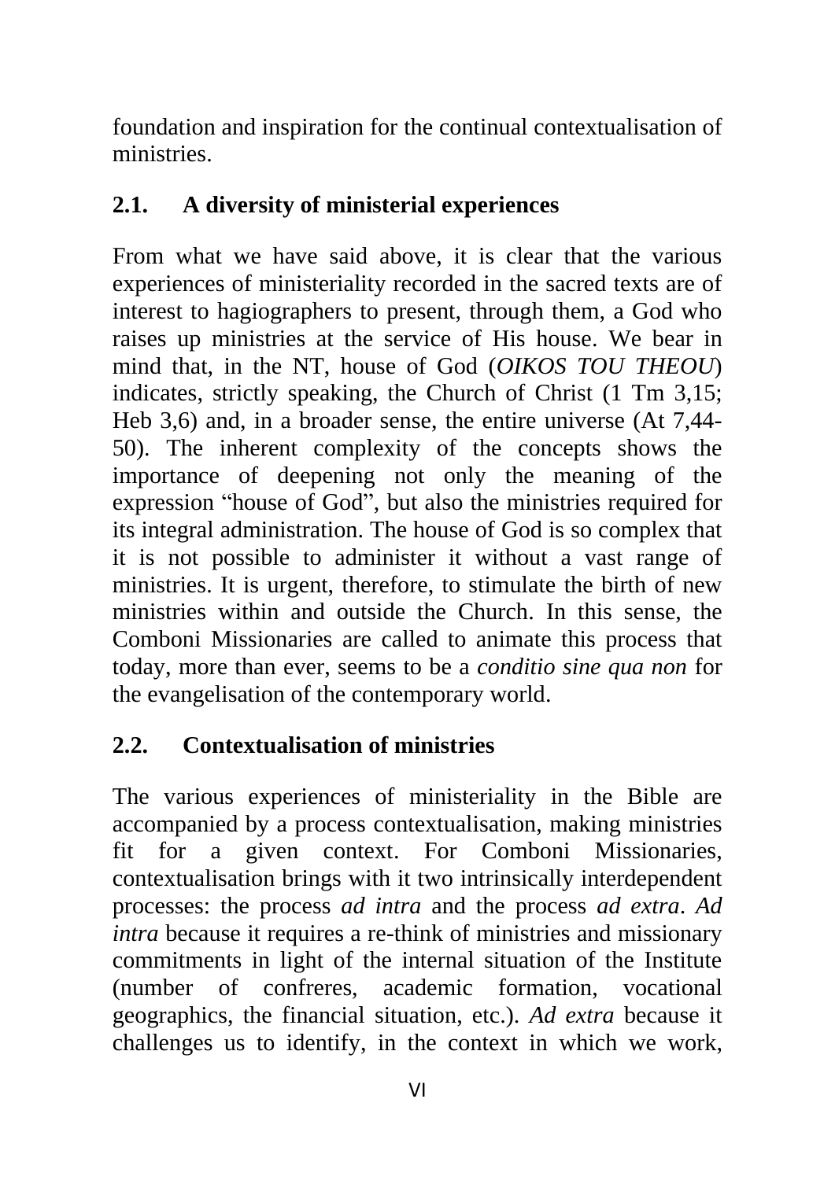foundation and inspiration for the continual contextualisation of ministries.

## 2.1. A diversity of ministerial experiences

From what we have said above, it is clear that the various experiences of ministeriality recorded in the sacred texts are of interest to hagiographers to present, through them, a God who raises up ministries at the service of His house. We bear in mind that, in the NT, house of God (*OIKOS TOU THEOU*) indicates, strictly speaking, the Church of Christ (1 Tm 3,15; Heb 3,6) and, in a broader sense, the entire universe (At 7,44-50). The inherent complexity of the concepts shows the importance of deepening not only the meaning of the expression "house of God", but also the ministries required for its integral administration. The house of God is so complex that it is not possible to administer it without a vast range of ministries. It is urgent, therefore, to stimulate the birth of new ministries within and outside the Church. In this sense, the Comboni Missionaries are called to animate this process that today, more than ever, seems to be a *conditio sine qua non* for the evangelisation of the contemporary world.

## 2.2. Contextualisation of ministries

The various experiences of ministeriality in the Bible are accompanied by a process contextualisation, making ministries fit for a given context. For Comboni Missionaries, contextualisation brings with it two intrinsically interdependent processes: the process *ad intra* and the process *ad extra*. *Ad intra* because it requires a re-think of ministries and missionary commitments in light of the internal situation of the Institute (number of confreres, academic formation, vocational geographics, the financial situation, etc.). *Ad extra* because it challenges us to identify, in the context in which we work,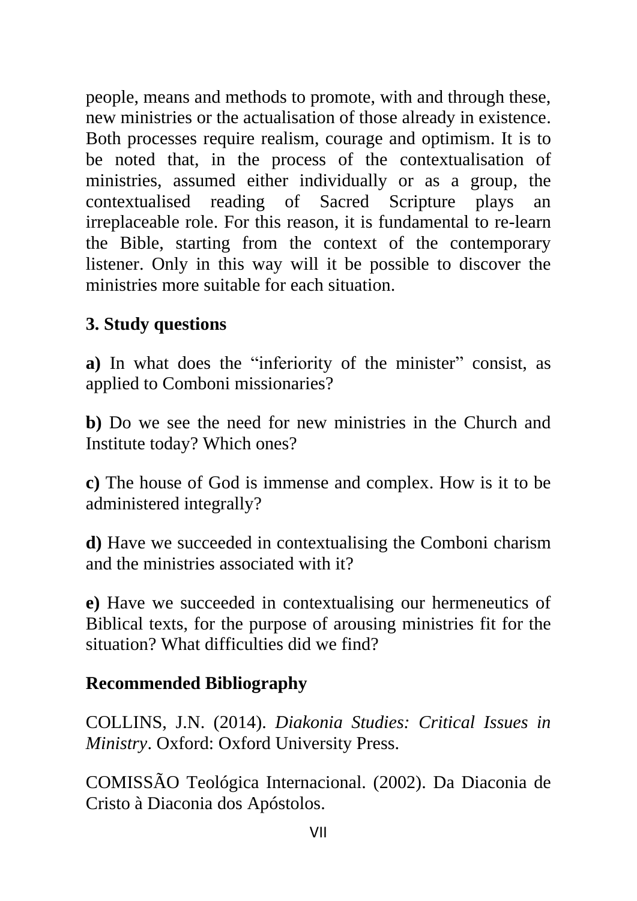people, means and methods to promote, with and through these, new ministries or the actualisation of those already in existence. Both processes require realism, courage and optimism. It is to be noted that, in the process of the contextualisation of ministries, assumed either individually or as a group, the contextualised reading of Sacred Scripture plays an irreplaceable role. For this reason, it is fundamental to re-learn the Bible, starting from the context of the contemporary listener. Only in this way will it be possible to discover the ministries more suitable for each situation.

## 3. Study questions

**a)** In what does the "inferiority of the minister" consist, as applied to Comboni missionaries?

**b)** Do we see the need for new ministries in the Church and Institute today? Which ones?

**c)** The house of God is immense and complex. How is it to be administered integrally?

**d)** Have we succeeded in contextualising the Comboni charism and the ministries associated with it?

**e)** Have we succeeded in contextualising our hermeneutics of Biblical texts, for the purpose of arousing ministries fit for the situation? What difficulties did we find?

## Recommended Bibliography

COLLINS, J.N. (2014). *Diakonia Studies: Critical Issues in Ministry*. Oxford: Oxford University Press.

COMISSÃO Teológica Internacional. (2002). Da Diaconia de Cristo à Diaconia dos Apóstolos.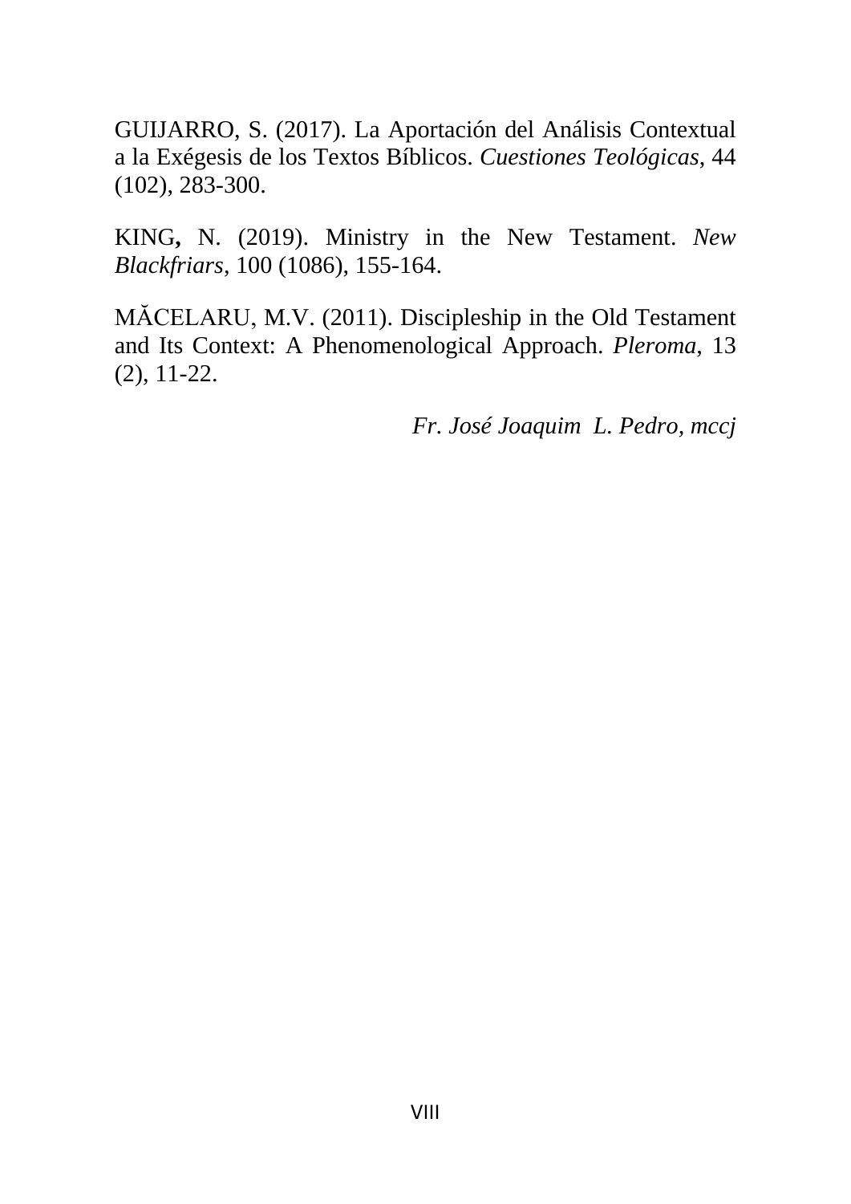GUIJARRO, S. (2017). La Aportación del Análisis Contextual a la Exégesis de los Textos Bíblicos. *Cuestiones Teológicas*, 44 (102), 283-300.

KING**,** N. (2019). Ministry in the New Testament. *New Blackfriars*, 100 (1086), 155-164.

MĂCELARU, M.V. (2011). Discipleship in the Old Testament and Its Context: A Phenomenological Approach. *Pleroma*, 13 (2), 11-22.

*Fr. José Joaquim L. Pedro, mccj*